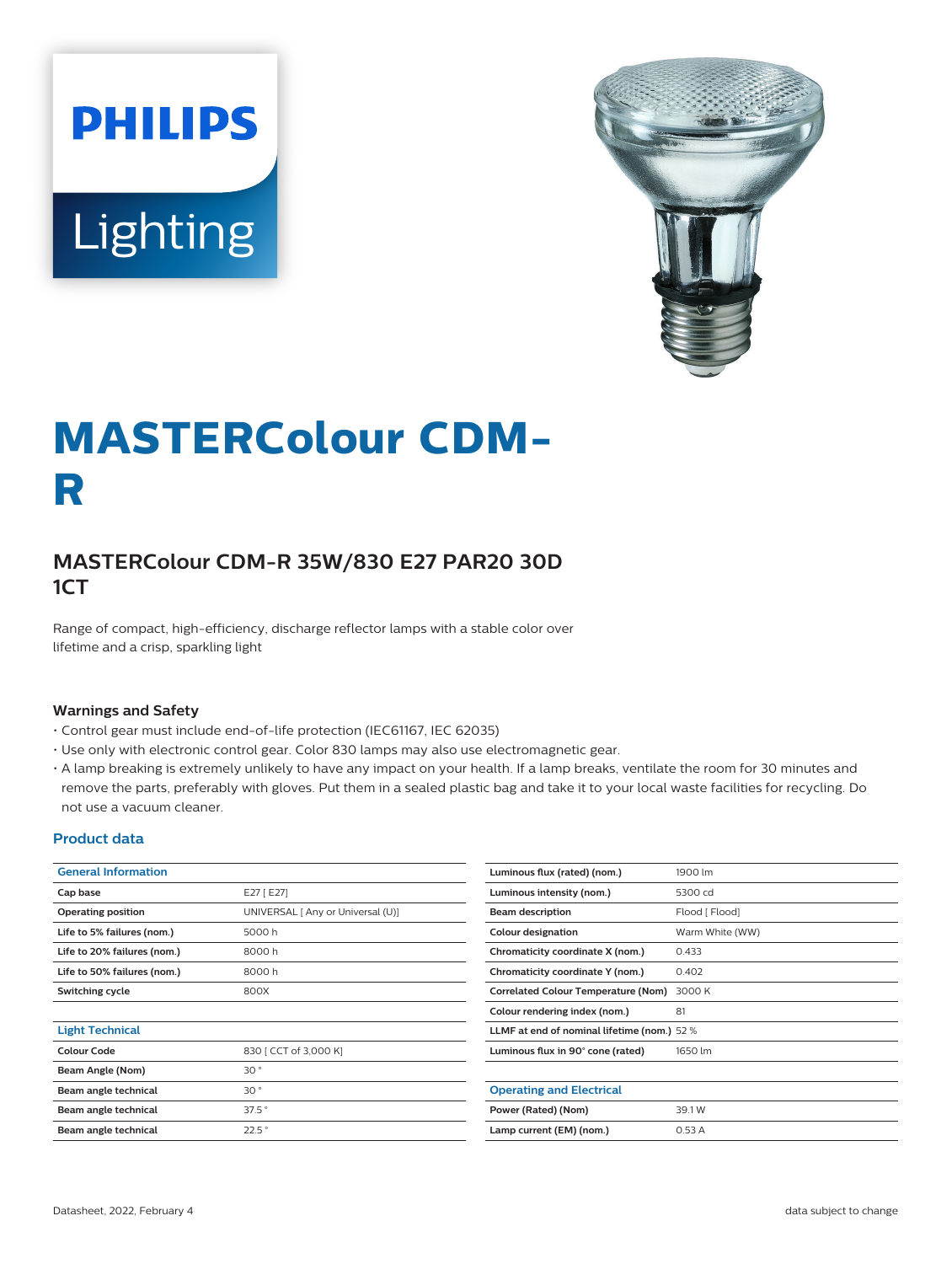# MASTERColour CDM-R

## MASTERColour CDM-R 35W/830 E27 PAR20 30D 1CT

Range of compact, high-efficiency, discharge reflector lamps with a stable color over lifetime and a crisp, sparkling light

### Warnings and Safety

- Control gear must include end-of-life protection (IEC61167, IEC 62035)
- Use only with electronic control gear. Color 830 lamps may also use electromagnetic gear.
- A lamp breaking is extremely unlikely to have any impact on your health. If a lamp breaks, ventilate the room for 30 minutes and remove the parts, preferably with gloves. Put them in a sealed plastic bag and take it to your local waste facilities for recycling. Do not use a vacuum cleaner.

### Product data

| General Information | |
|---|---|
| Cap base | E27 [ E27] |
| Operating position | UNIVERSAL [ Any or Universal (U)] |
| Life to 5% failures (nom.) | 5000 h |
| Life to 20% failures (nom.) | 8000 h |
| Life to 50% failures (nom.) | 8000 h |
| Switching cycle | 800X |

| Light Technical | |
|---|---|
| Colour Code | 830 [ CCT of 3,000 K] |
| Beam Angle (Nom) | 30 ° |
| Beam angle technical | 30 ° |
| Beam angle technical | 37.5 ° |
| Beam angle technical | 22.5 ° |
| Luminous flux (rated) (nom.) | 1900 lm |
| Luminous intensity (nom.) | 5300 cd |
| Beam description | Flood [ Flood] |
| Colour designation | Warm White (WW) |
| Chromaticity coordinate X (nom.) | 0.433 |
| Chromaticity coordinate Y (nom.) | 0.402 |
| Correlated Colour Temperature (Nom) | 3000 K |
| Colour rendering index (nom.) | 81 |
| LLMF at end of nominal lifetime (nom.) | 52 % |
| Luminous flux in 90° cone (rated) | 1650 lm |

| Operating and Electrical | |
|---|---|
| Power (Rated) (Nom) | 39.1 W |
| Lamp current (EM) (nom.) | 0.53 A |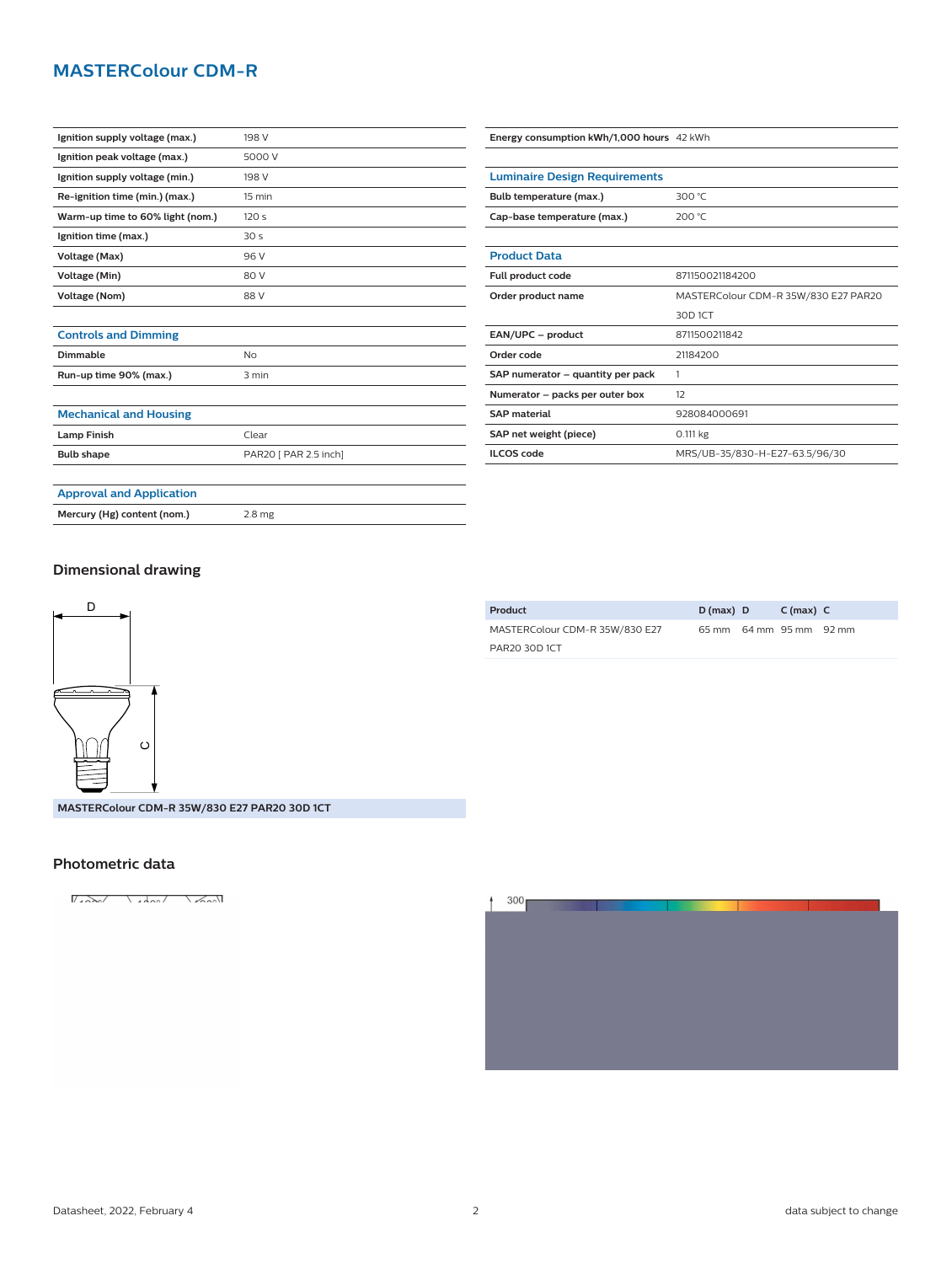## MASTERColour CDM-R

| | |
|---|---|
| Ignition supply voltage (max.) | 198 V |
| Ignition peak voltage (max.) | 5000 V |
| Ignition supply voltage (min.) | 198 V |
| Re-ignition time (min.) (max.) | 15 min |
| Warm-up time to 60% light (nom.) | 120 s |
| Ignition time (max.) | 30 s |
| Voltage (Max) | 96 V |
| Voltage (Min) | 80 V |
| Voltage (Nom) | 88 V |

### Controls and Dimming

| | |
|---|---|
| Dimmable | No |
| Run-up time 90% (max.) | 3 min |

### Mechanical and Housing

| | |
|---|---|
| Lamp Finish | Clear |
| Bulb shape | PAR20 [ PAR 2.5 inch] |

### Approval and Application

| | |
|---|---|
| Mercury (Hg) content (nom.) | 2.8 mg |

| | |
|---|---|
| Energy consumption kWh/1,000 hours | 42 kWh |

### Luminaire Design Requirements

| | |
|---|---|
| Bulb temperature (max.) | 300 °C |
| Cap-base temperature (max.) | 200 °C |

### Product Data

| | |
|---|---|
| Full product code | 871150021184200 |
| Order product name | MASTERColour CDM-R 35W/830 E27 PAR20 30D 1CT |
| EAN/UPC – product | 8711500211842 |
| Order code | 21184200 |
| SAP numerator – quantity per pack | 1 |
| Numerator – packs per outer box | 12 |
| SAP material | 928084000691 |
| SAP net weight (piece) | 0.111 kg |
| ILCOS code | MRS/UB-35/830-H-E27-63.5/96/30 |

## Dimensional drawing

MASTERColour CDM-R 35W/830 E27 PAR20 30D 1CT

| Product | D (max) | D | C (max) | C |
|---|---|---|---|---|
| MASTERColour CDM-R 35W/830 E27 PAR20 30D 1CT | 65 mm | 64 mm | 95 mm | 92 mm |

## Photometric data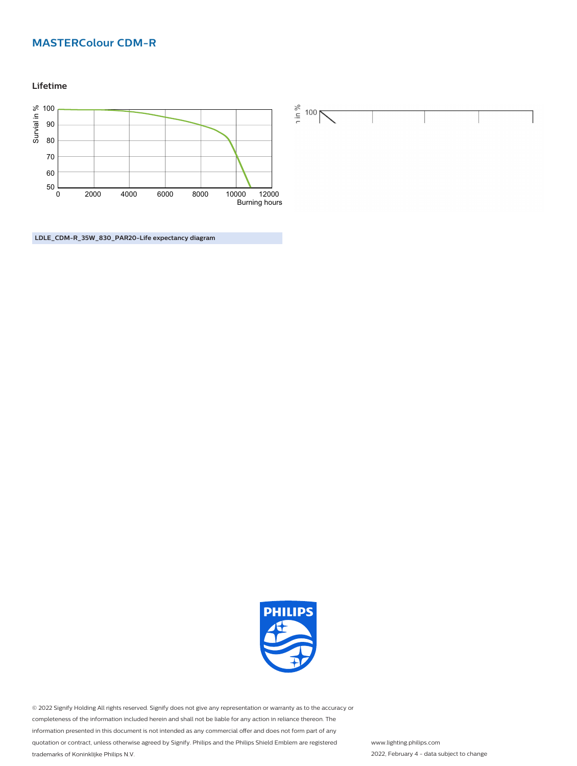## MASTERColour CDM-R

### Lifetime

Survial in %
100
90
80
70
60
50
0
2000
4000
6000
8000
10000
12000
Burning hours

**LDLE_CDM-R_35W_830_PAR20-Life expectancy diagram**

© 2022 Signify Holding All rights reserved. Signify does not give any representation or warranty as to the accuracy or completeness of the information included herein and shall not be liable for any action in reliance thereon. The information presented in this document is not intended as any commercial offer and does not form part of any quotation or contract, unless otherwise agreed by Signify. Philips and the Philips Shield Emblem are registered trademarks of Koninklijke Philips N.V.

www.lighting.philips.com

2022, February 4 - data subject to change